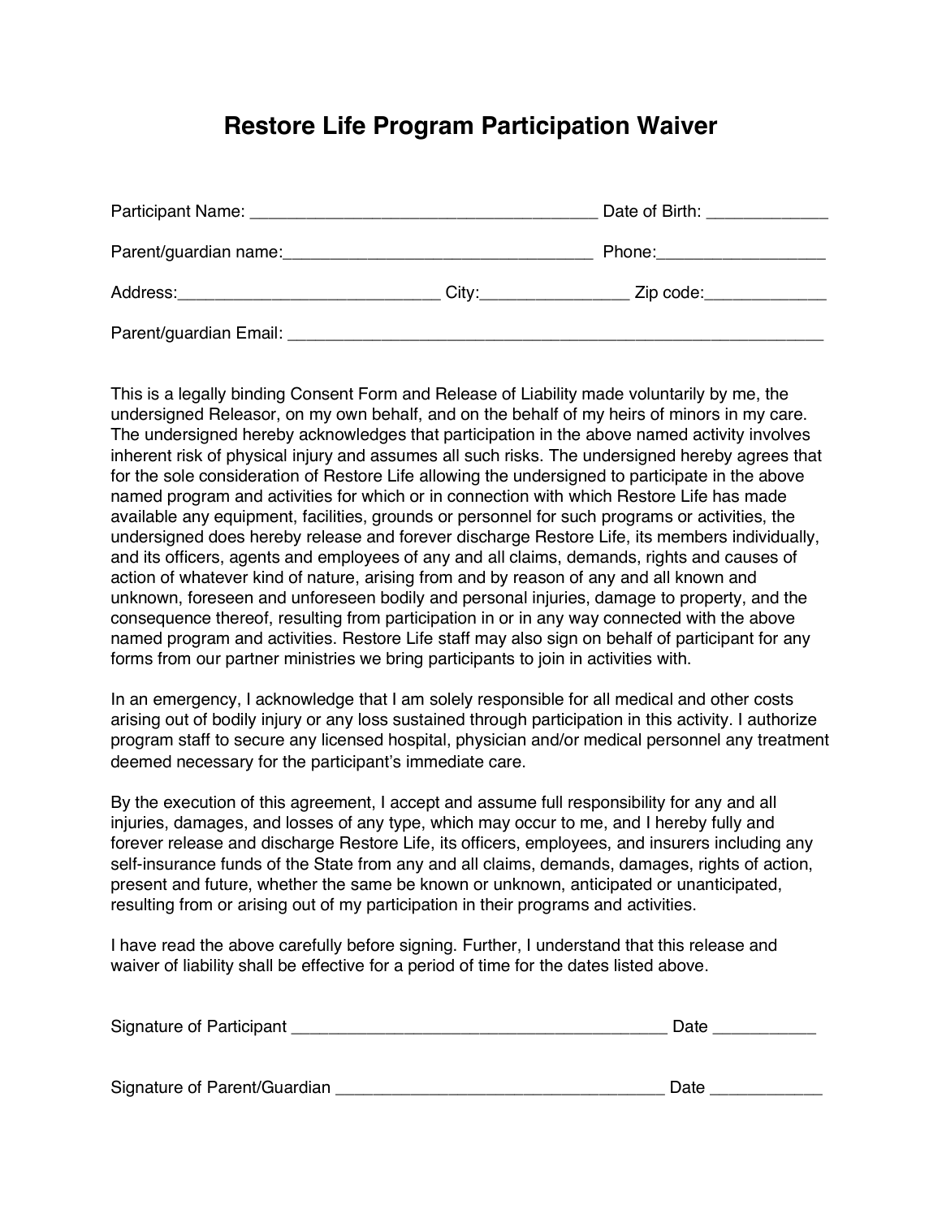# Restore Life Program Participation Waiver

Participant Name: _____________________________________ Date of Birth: _____________

Parent/guardian name:_________________________________ Phone:__________________

Address:____________________________ City:________________ Zip code:_____________

Parent/guardian Email: ___________________________________________________________

This is a legally binding Consent Form and Release of Liability made voluntarily by me, the undersigned Releasor, on my own behalf, and on the behalf of my heirs of minors in my care. The undersigned hereby acknowledges that participation in the above named activity involves inherent risk of physical injury and assumes all such risks. The undersigned hereby agrees that for the sole consideration of Restore Life allowing the undersigned to participate in the above named program and activities for which or in connection with which Restore Life has made available any equipment, facilities, grounds or personnel for such programs or activities, the undersigned does hereby release and forever discharge Restore Life, its members individually, and its officers, agents and employees of any and all claims, demands, rights and causes of action of whatever kind of nature, arising from and by reason of any and all known and unknown, foreseen and unforeseen bodily and personal injuries, damage to property, and the consequence thereof, resulting from participation in or in any way connected with the above named program and activities. Restore Life staff may also sign on behalf of participant for any forms from our partner ministries we bring participants to join in activities with.

In an emergency, I acknowledge that I am solely responsible for all medical and other costs arising out of bodily injury or any loss sustained through participation in this activity. I authorize program staff to secure any licensed hospital, physician and/or medical personnel any treatment deemed necessary for the participant's immediate care.

By the execution of this agreement, I accept and assume full responsibility for any and all injuries, damages, and losses of any type, which may occur to me, and I hereby fully and forever release and discharge Restore Life, its officers, employees, and insurers including any self-insurance funds of the State from any and all claims, demands, damages, rights of action, present and future, whether the same be known or unknown, anticipated or unanticipated, resulting from or arising out of my participation in their programs and activities.

I have read the above carefully before signing. Further, I understand that this release and waiver of liability shall be effective for a period of time for the dates listed above.

Signature of Participant ________________________________________ Date ___________

Signature of Parent/Guardian ____________________________________ Date ____________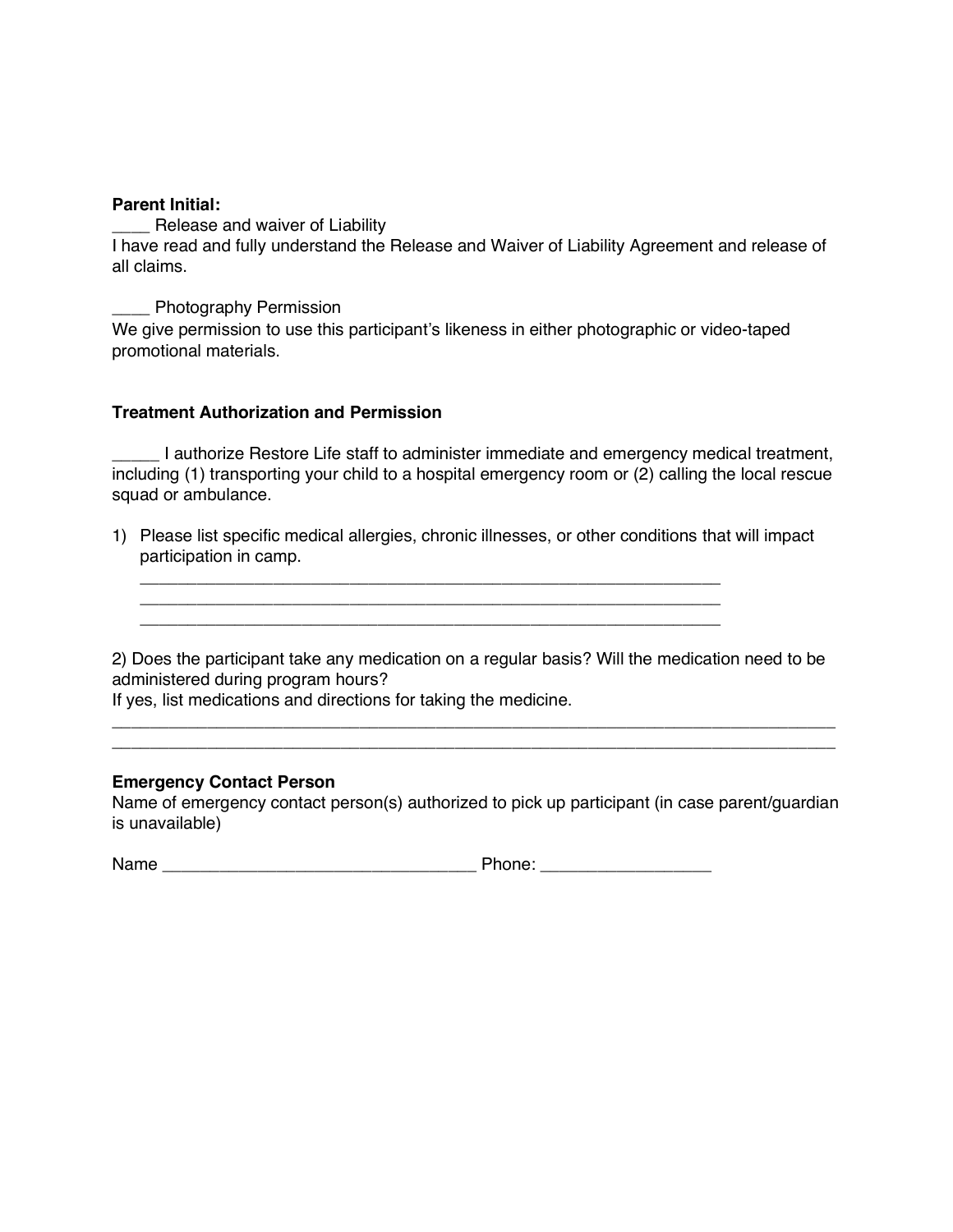**Parent Initial:**

____ Release and waiver of Liability

I have read and fully understand the Release and Waiver of Liability Agreement and release of all claims.

____ Photography Permission

We give permission to use this participant's likeness in either photographic or video-taped promotional materials.

**Treatment Authorization and Permission**

_____ I authorize Restore Life staff to administer immediate and emergency medical treatment, including (1) transporting your child to a hospital emergency room or (2) calling the local rescue squad or ambulance.

1) Please list specific medical allergies, chronic illnesses, or other conditions that will impact participation in camp.

   ________________________________________________________________
   ________________________________________________________________
   ________________________________________________________________

2) Does the participant take any medication on a regular basis? Will the medication need to be administered during program hours?
If yes, list medications and directions for taking the medicine.

____________________________________________________________________________
____________________________________________________________________________

**Emergency Contact Person**

Name of emergency contact person(s) authorized to pick up participant (in case parent/guardian is unavailable)

Name _________________________________ Phone: _________________